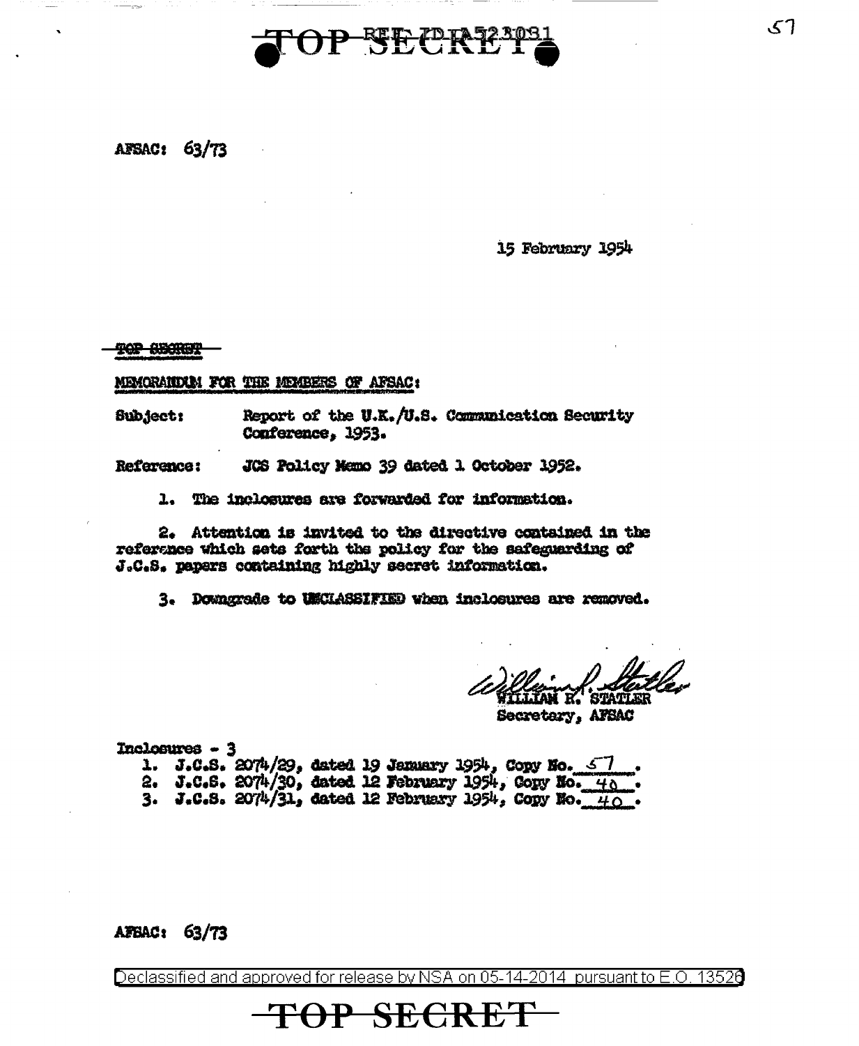TOP SECRET

REF ID:A523081

AFSAC: 63/73

15 February 1954

~~TOP SECRET~~

MEMORANDUM FOR THE MEMBERS OF AFSAC:

Subject: Report of the U.K./U.S. Communication Security Conference, 1953.

Reference: JCS Policy Memo 39 dated 1 October 1952.

1. The inclosures are forwarded for information.

2. Attention is invited to the directive contained in the reference which sets forth the policy for the safeguarding of J.C.S. papers containing highly secret information.

3. Downgrade to UNCLASSIFIED when inclosures are removed.

WILLIAM R. STATLER
Secretary, AFSAC

Inclosures - 3
1. J.C.S. 2074/29, dated 19 January 1954, Copy No. 57 .
2. J.C.S. 2074/30, dated 12 February 1954, Copy No. 40 .
3. J.C.S. 2074/31, dated 12 February 1954, Copy No. 40 .

AFSAC: 63/73

Declassified and approved for release by NSA on 05-14-2014 pursuant to E.O. 13526

TOP SECRET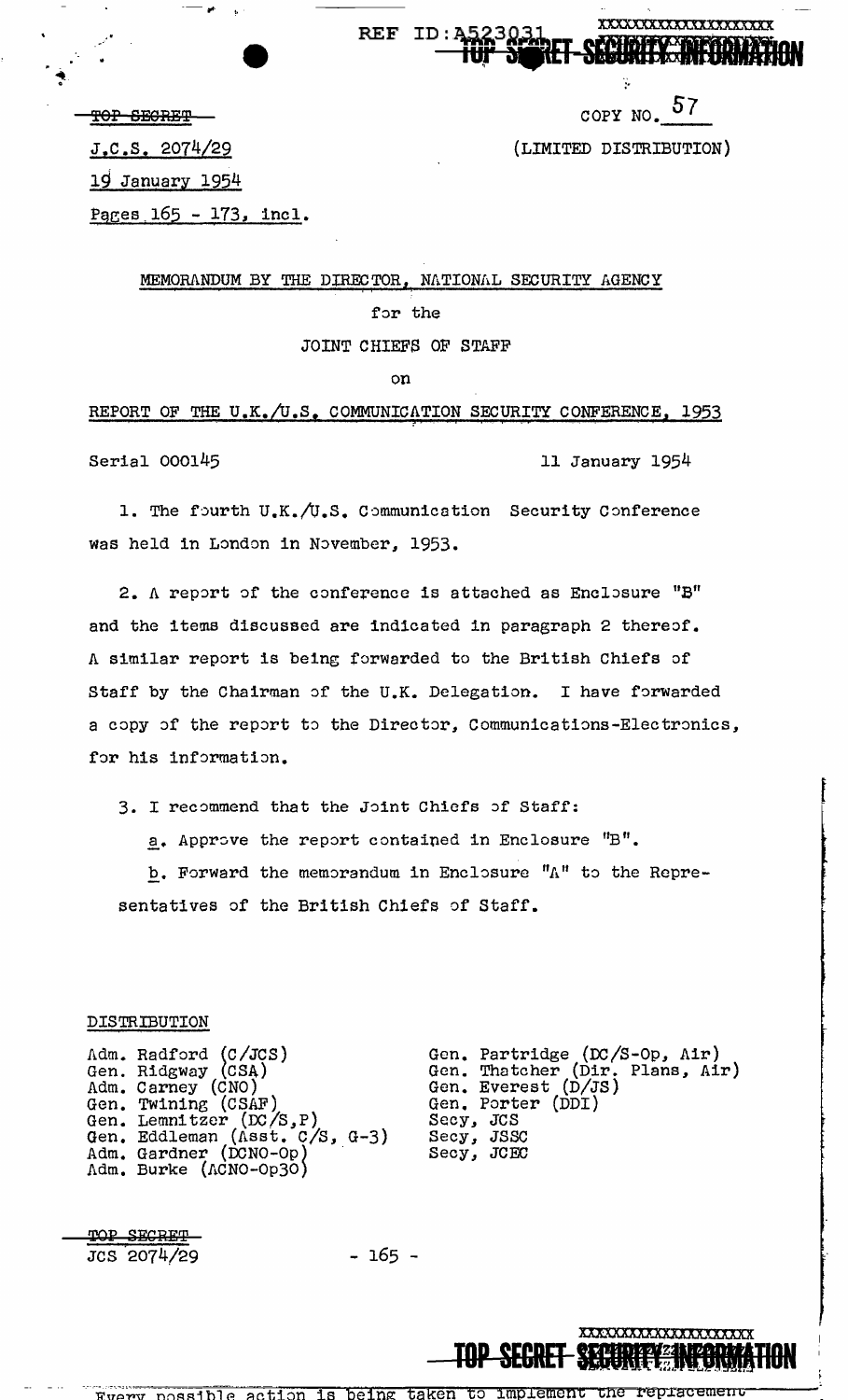TOP SECRET

COPY NO. 57

J.C.S. 2074/29

(LIMITED DISTRIBUTION)

19 January 1954

Pages 165 - 173, incl.

MEMORANDUM BY THE DIRECTOR, NATIONAL SECURITY AGENCY

for the

JOINT CHIEFS OF STAFF

on

REPORT OF THE U.K./U.S. COMMUNICATION SECURITY CONFERENCE, 1953

Serial 000145 — 11 January 1954

1. The fourth U.K./U.S. Communication Security Conference was held in London in November, 1953.

2. A report of the conference is attached as Enclosure "B" and the items discussed are indicated in paragraph 2 thereof. A similar report is being forwarded to the British Chiefs of Staff by the Chairman of the U.K. Delegation. I have forwarded a copy of the report to the Director, Communications-Electronics, for his information.

3. I recommend that the Joint Chiefs of Staff:

a. Approve the report contained in Enclosure "B".

b. Forward the memorandum in Enclosure "A" to the Representatives of the British Chiefs of Staff.

DISTRIBUTION

Adm. Radford (C/JCS)
Gen. Ridgway (CSA)
Adm. Carney (CNO)
Gen. Twining (CSAF)
Gen. Lemnitzer (DC/S,P)
Gen. Eddleman (Asst. C/S, G-3)
Adm. Gardner (DCNO-Op)
Adm. Burke (ACNO-Op30)
Gen. Partridge (DC/S-Op, Air)
Gen. Thatcher (Dir. Plans, Air)
Gen. Everest (D/JS)
Gen. Porter (DDI)
Secy, JCS
Secy, JSSC
Secy, JCEC

TOP SECRET
JCS 2074/29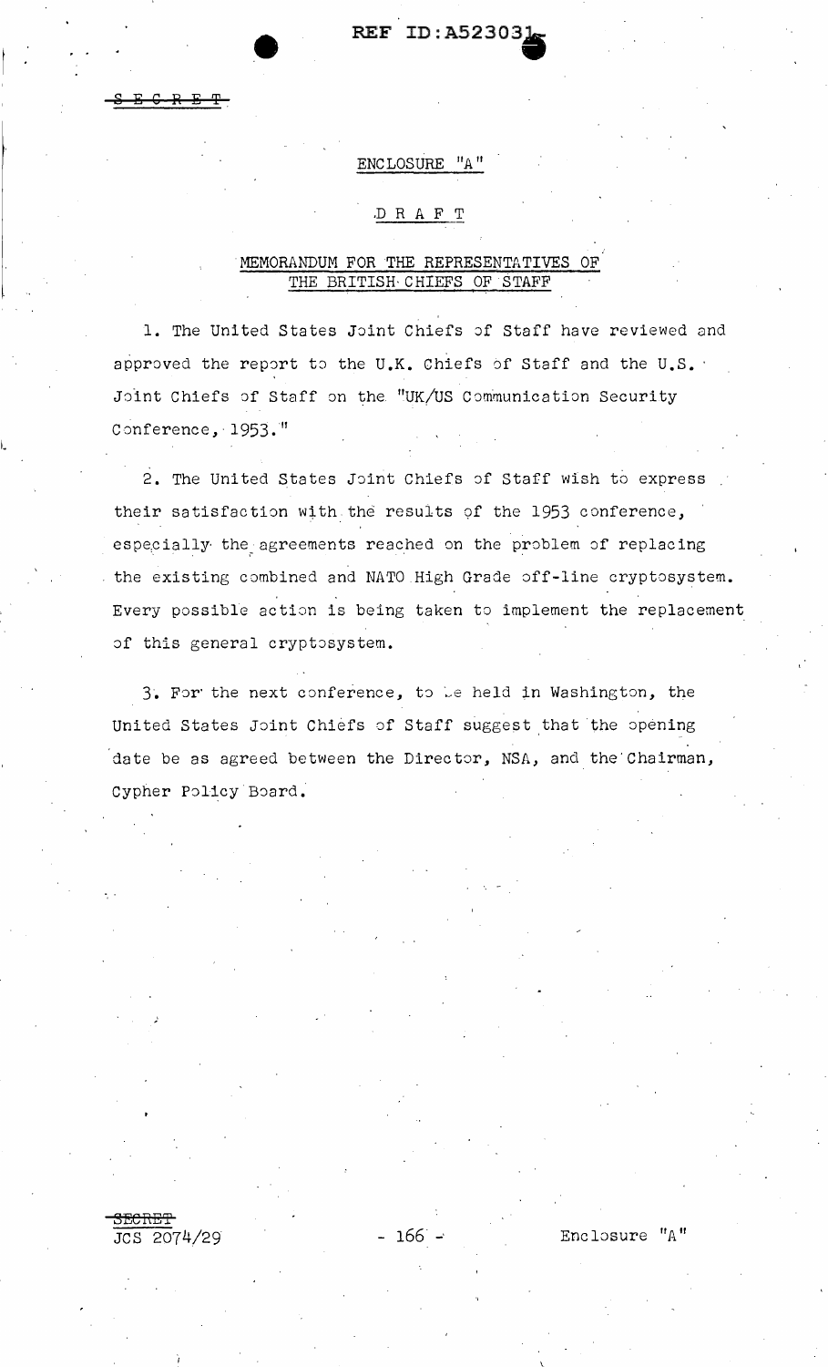SECRET

ENCLOSURE "A"

D R A F T

MEMORANDUM FOR THE REPRESENTATIVES OF THE BRITISH CHIEFS OF STAFF

1. The United States Joint Chiefs of Staff have reviewed and approved the report to the U.K. Chiefs of Staff and the U.S. Joint Chiefs of Staff on the "UK/US Communication Security Conference, 1953."

2. The United States Joint Chiefs of Staff wish to express their satisfaction with the results of the 1953 conference, especially the agreements reached on the problem of replacing the existing combined and NATO High Grade off-line cryptosystem. Every possible action is being taken to implement the replacement of this general cryptosystem.

3. For the next conference, to be held in Washington, the United States Joint Chiefs of Staff suggest that the opening date be as agreed between the Director, NSA, and the Chairman, Cypher Policy Board.

SECRET
JCS 2074/29 — Enclosure "A"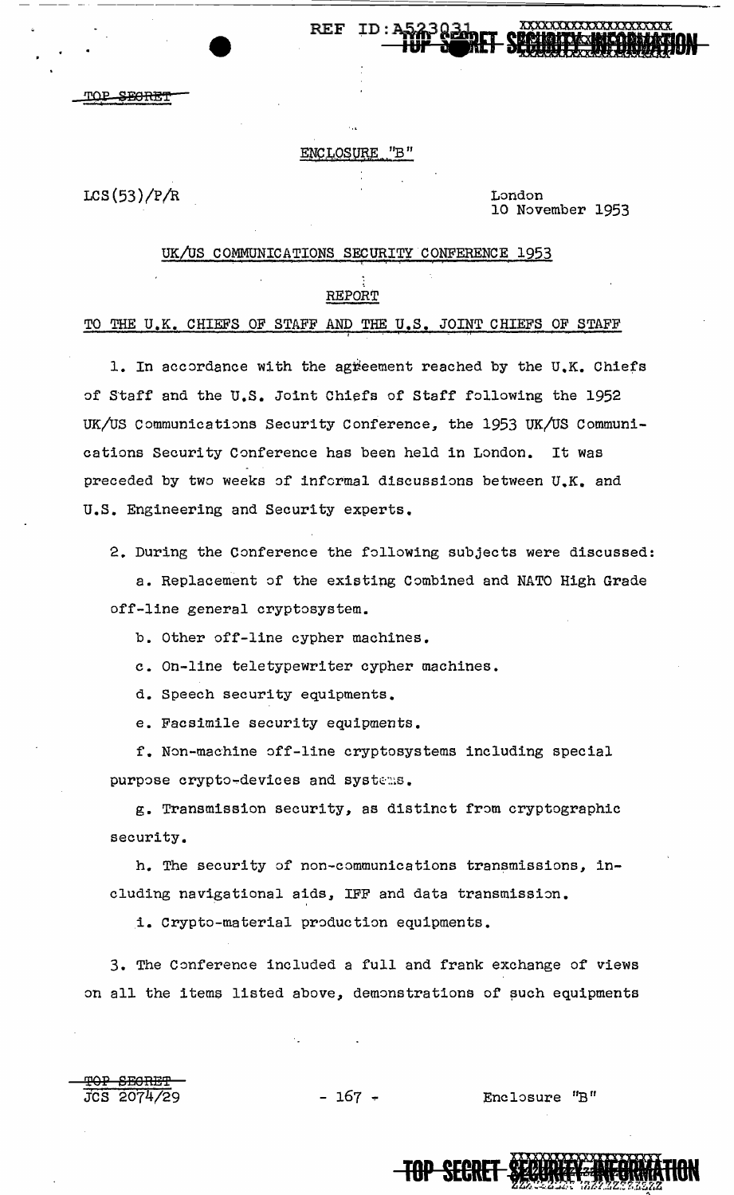ENCLOSURE "B"

LCS(53)/P/R

London
10 November 1953

## UK/US COMMUNICATIONS SECURITY CONFERENCE 1953

### REPORT

### TO THE U.K. CHIEFS OF STAFF AND THE U.S. JOINT CHIEFS OF STAFF

1. In accordance with the agreement reached by the U.K. Chiefs of Staff and the U.S. Joint Chiefs of Staff following the 1952 UK/US Communications Security Conference, the 1953 UK/US Communications Security Conference has been held in London. It was preceded by two weeks of informal discussions between U.K. and U.S. Engineering and Security experts.

2. During the Conference the following subjects were discussed:

   a. Replacement of the existing Combined and NATO High Grade off-line general cryptosystem.

   b. Other off-line cypher machines.

   c. On-line teletypewriter cypher machines.

   d. Speech security equipments.

   e. Facsimile security equipments.

   f. Non-machine off-line cryptosystems including special purpose crypto-devices and systems.

   g. Transmission security, as distinct from cryptographic security.

   h. The security of non-communications transmissions, including navigational aids, IFF and data transmission.

   i. Crypto-material production equipments.

3. The Conference included a full and frank exchange of views on all the items listed above, demonstrations of such equipments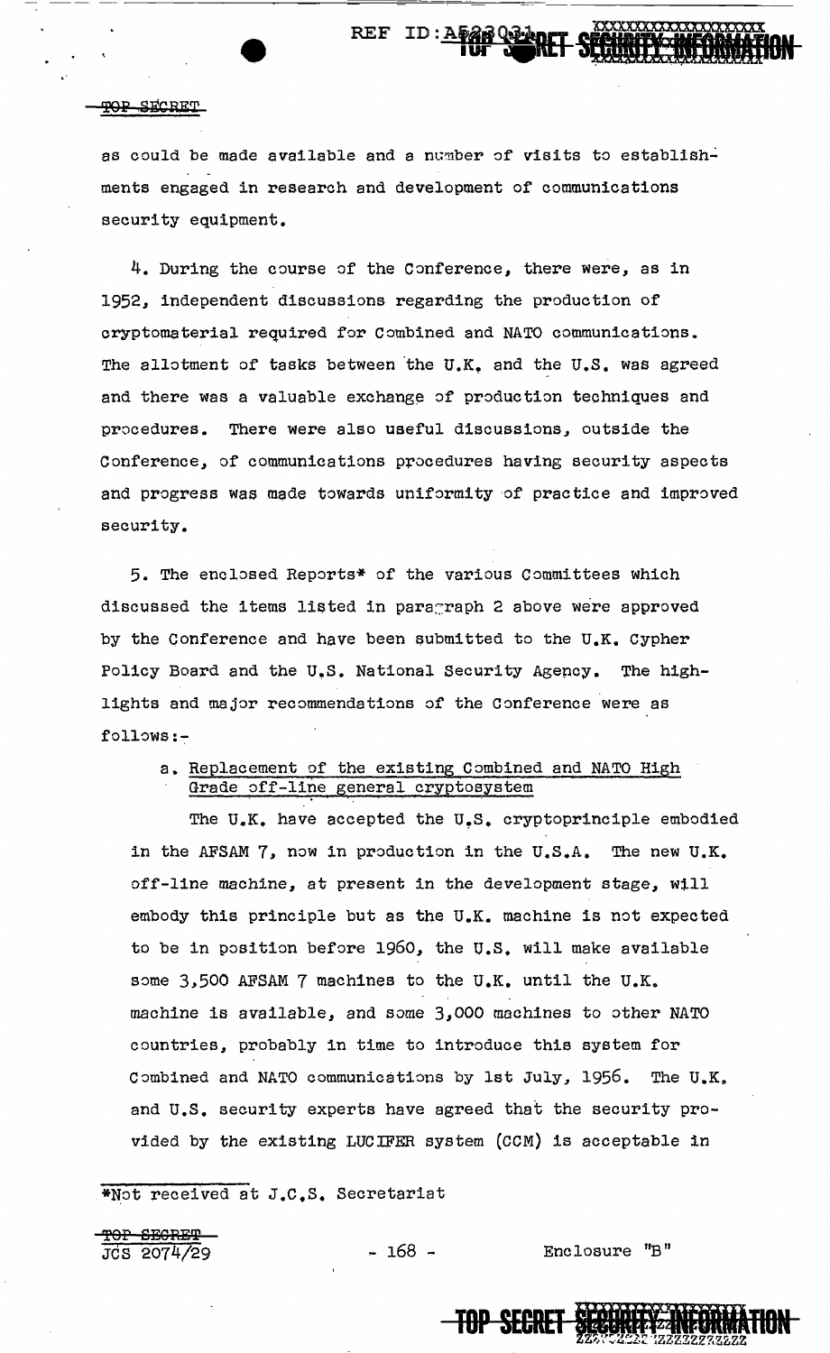as could be made available and a number of visits to establishments engaged in research and development of communications security equipment.

4. During the course of the Conference, there were, as in 1952, independent discussions regarding the production of cryptomaterial required for Combined and NATO communications. The allotment of tasks between the U.K. and the U.S. was agreed and there was a valuable exchange of production techniques and procedures. There were also useful discussions, outside the Conference, of communications procedures having security aspects and progress was made towards uniformity of practice and improved security.

5. The enclosed Reports* of the various Committees which discussed the items listed in paragraph 2 above were approved by the Conference and have been submitted to the U.K. Cypher Policy Board and the U.S. National Security Agency. The highlights and major recommendations of the Conference were as follows:-

a. Replacement of the existing Combined and NATO High Grade off-line general cryptosystem

The U.K. have accepted the U.S. cryptoprinciple embodied in the AFSAM 7, now in production in the U.S.A. The new U.K. off-line machine, at present in the development stage, will embody this principle but as the U.K. machine is not expected to be in position before 1960, the U.S. will make available some 3,500 AFSAM 7 machines to the U.K. until the U.K. machine is available, and some 3,000 machines to other NATO countries, probably in time to introduce this system for Combined and NATO communications by 1st July, 1956. The U.K. and U.S. security experts have agreed that the security provided by the existing LUCIFER system (CCM) is acceptable in

*Not received at J.C.S. Secretariat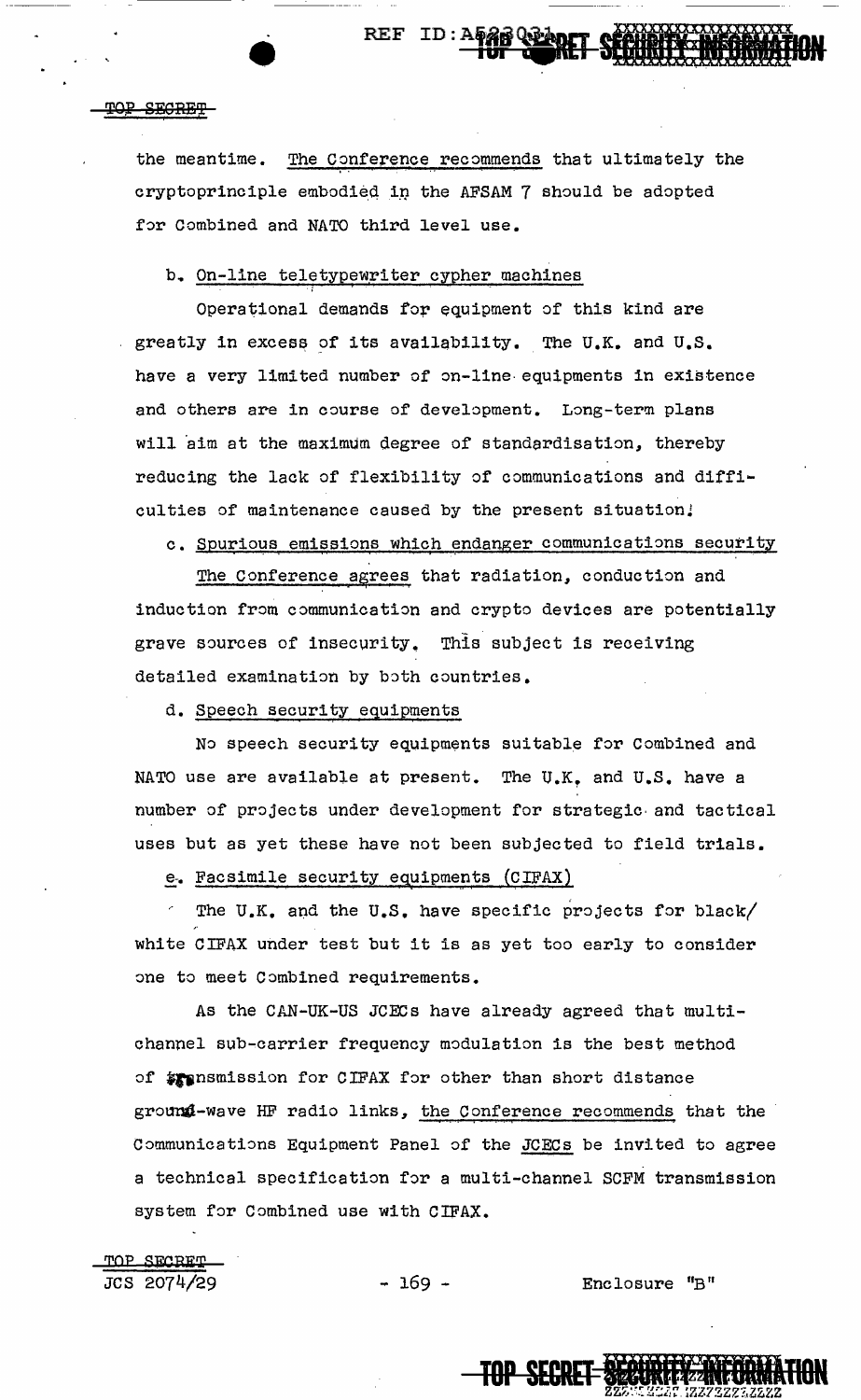the meantime. The Conference recommends that ultimately the cryptoprinciple embodied in the AFSAM 7 should be adopted for Combined and NATO third level use.

b. On-line teletypewriter cypher machines

Operational demands for equipment of this kind are greatly in excess of its availability. The U.K. and U.S. have a very limited number of on-line equipments in existence and others are in course of development. Long-term plans will aim at the maximum degree of standardisation, thereby reducing the lack of flexibility of communications and difficulties of maintenance caused by the present situation.

c. Spurious emissions which endanger communications security

The Conference agrees that radiation, conduction and induction from communication and crypto devices are potentially grave sources of insecurity. This subject is receiving detailed examination by both countries.

d. Speech security equipments

No speech security equipments suitable for Combined and NATO use are available at present. The U.K. and U.S. have a number of projects under development for strategic and tactical uses but as yet these have not been subjected to field trials.

e. Facsimile security equipments (CIFAX)

The U.K. and the U.S. have specific projects for black/white CIFAX under test but it is as yet too early to consider one to meet Combined requirements.

As the CAN-UK-US JCECs have already agreed that multi-channel sub-carrier frequency modulation is the best method of transmission for CIFAX for other than short distance ground-wave HF radio links, the Conference recommends that the Communications Equipment Panel of the JCECs be invited to agree a technical specification for a multi-channel SCFM transmission system for Combined use with CIFAX.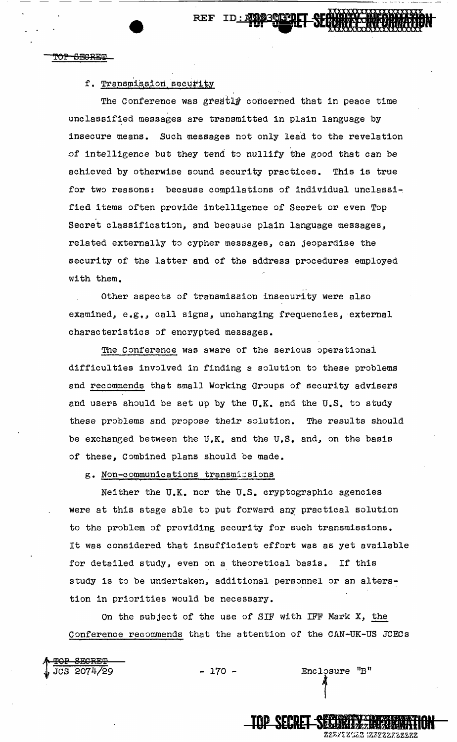f. Transmission security

The Conference was greatly concerned that in peace time unclassified messages are transmitted in plain language by insecure means. Such messages not only lead to the revelation of intelligence but they tend to nullify the good that can be achieved by otherwise sound security practices. This is true for two reasons: because compilations of individual unclassified items often provide intelligence of Secret or even Top Secret classification, and because plain language messages, related externally to cypher messages, can jeopardise the security of the latter and of the address procedures employed with them.

Other aspects of transmission insecurity were also examined, e.g., call signs, unchanging frequencies, external characteristics of encrypted messages.

The Conference was aware of the serious operational difficulties involved in finding a solution to these problems and recommends that small Working Groups of security advisers and users should be set up by the U.K. and the U.S. to study these problems and propose their solution. The results should be exchanged between the U.K. and the U.S. and, on the basis of these, Combined plans should be made.

g. Non-communications transmissions

Neither the U.K. nor the U.S. cryptographic agencies were at this stage able to put forward any practical solution to the problem of providing security for such transmissions. It was considered that insufficient effort was as yet available for detailed study, even on a theoretical basis. If this study is to be undertaken, additional personnel or an alteration in priorities would be necessary.

On the subject of the use of SIF with IFF Mark X, the Conference recommends that the attention of the CAN-UK-US JCECs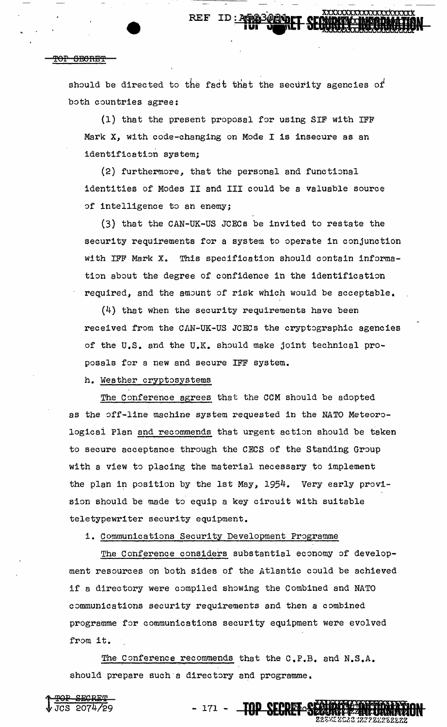should be directed to the fact that the security agencies of both countries agree:

(1) that the present proposal for using SIF with IFF Mark X, with code-changing on Mode I is insecure as an identification system;

(2) furthermore, that the personal and functional identities of Modes II and III could be a valuable source of intelligence to an enemy;

(3) that the CAN-UK-US JCECs be invited to restate the security requirements for a system to operate in conjunction with IFF Mark X. This specification should contain information about the degree of confidence in the identification required, and the amount of risk which would be acceptable.

(4) that when the security requirements have been received from the CAN-UK-US JCECs the cryptographic agencies of the U.S. and the U.K. should make joint technical proposals for a new and secure IFF system.

h. Weather cryptosystems

The Conference agrees that the CCM should be adopted as the off-line machine system requested in the NATO Meteorological Plan and recommends that urgent action should be taken to secure acceptance through the CECS of the Standing Group with a view to placing the material necessary to implement the plan in position by the 1st May, 1954. Very early provision should be made to equip a key circuit with suitable teletypewriter security equipment.

i. Communications Security Development Programme

The Conference considers substantial economy of development resources on both sides of the Atlantic could be achieved if a directory were compiled showing the Combined and NATO communications security requirements and then a combined programme for communications security equipment were evolved from it.

The Conference recommends that the C.P.B. and N.S.A. should prepare such a directory and programme.

JCS 2074/29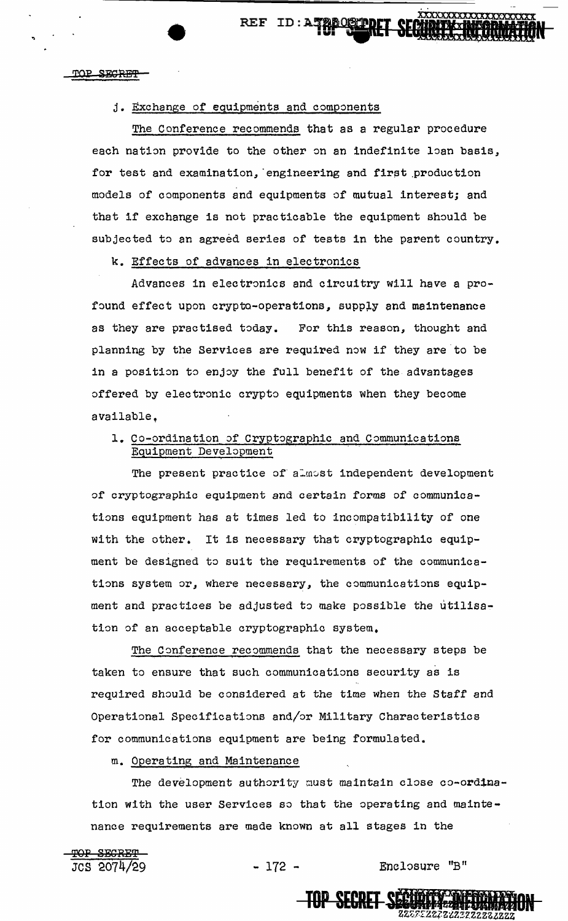j. Exchange of equipments and components

The Conference recommends that as a regular procedure each nation provide to the other on an indefinite loan basis, for test and examination, engineering and first production models of components and equipments of mutual interest; and that if exchange is not practicable the equipment should be subjected to an agreed series of tests in the parent country.

k. Effects of advances in electronics

Advances in electronics and circuitry will have a profound effect upon crypto-operations, supply and maintenance as they are practised today. For this reason, thought and planning by the Services are required now if they are to be in a position to enjoy the full benefit of the advantages offered by electronic crypto equipments when they become available.

l. Co-ordination of Cryptographic and Communications Equipment Development

The present practice of almost independent development of cryptographic equipment and certain forms of communications equipment has at times led to incompatibility of one with the other. It is necessary that cryptographic equipment be designed to suit the requirements of the communications system or, where necessary, the communications equipment and practices be adjusted to make possible the utilisation of an acceptable cryptographic system.

The Conference recommends that the necessary steps be taken to ensure that such communications security as is required should be considered at the time when the Staff and Operational Specifications and/or Military Characteristics for communications equipment are being formulated.

m. Operating and Maintenance

The development authority must maintain close co-ordination with the user Services so that the operating and maintenance requirements are made known at all stages in the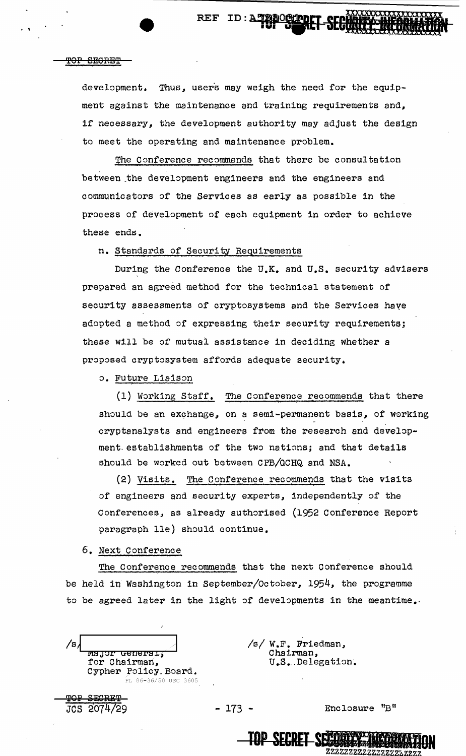development. Thus, users may weigh the need for the equipment against the maintenance and training requirements and, if necessary, the development authority may adjust the design to meet the operating and maintenance problem.

The Conference recommends that there be consultation between the development engineers and the engineers and communicators of the Services as early as possible in the process of development of each equipment in order to achieve these ends.

n. Standards of Security Requirements

During the Conference the U.K. and U.S. security advisers prepared an agreed method for the technical statement of security assessments of cryptosystems and the Services have adopted a method of expressing their security requirements; these will be of mutual assistance in deciding whether a proposed cryptosystem affords adequate security.

o. Future Liaison

(1) Working Staff. The Conference recommends that there should be an exchange, on a semi-permanent basis, of working cryptanalysts and engineers from the research and development establishments of the two nations; and that details should be worked out between CPB/GCHQ and NSA.

(2) Visits. The Conference recommends that the visits of engineers and security experts, independently of the Conferences, as already authorised (1952 Conference Report paragraph 11e) should continue.

6. Next Conference

The Conference recommends that the next Conference should be held in Washington in September/October, 1954, the programme to be agreed later in the light of developments in the meantime.

/s/ [redacted]
Major General,
for Chairman,
Cypher Policy Board.

PL 86-36/50 USC 3605

/s/ W.F. Friedman,
Chairman,
U.S. Delegation.

JCS 2074/29

Enclosure "B"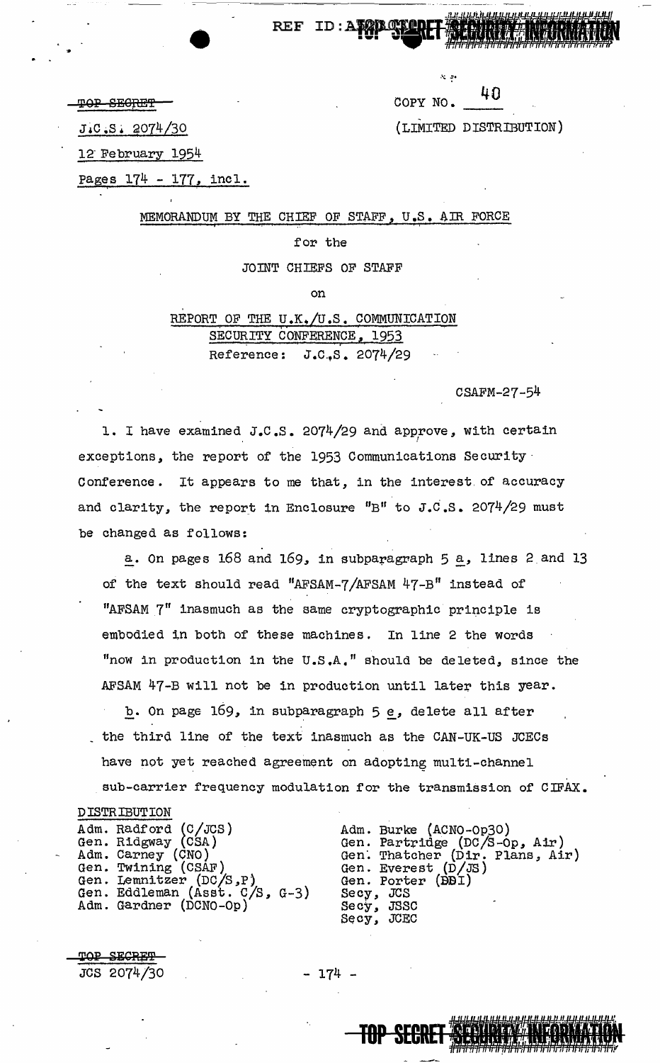~~TOP SECRET~~

J.C.S. 2074/30

12 February 1954

Pages 174 - 177, incl.

COPY NO. 40

(LIMITED DISTRIBUTION)

MEMORANDUM BY THE CHIEF OF STAFF, U.S. AIR FORCE

for the

JOINT CHIEFS OF STAFF

on

REPORT OF THE U.K./U.S. COMMUNICATION SECURITY CONFERENCE, 1953

Reference: J.C.S. 2074/29

CSAFM-27-54

1. I have examined J.C.S. 2074/29 and approve, with certain exceptions, the report of the 1953 Communications Security Conference. It appears to me that, in the interest of accuracy and clarity, the report in Enclosure "B" to J.C.S. 2074/29 must be changed as follows:

a. On pages 168 and 169, in subparagraph 5 a, lines 2 and 13 of the text should read "AFSAM-7/AFSAM 47-B" instead of "AFSAM 7" inasmuch as the same cryptographic principle is embodied in both of these machines. In line 2 the words "now in production in the U.S.A." should be deleted, since the AFSAM 47-B will not be in production until later this year.

b. On page 169, in subparagraph 5 e, delete all after the third line of the text inasmuch as the CAN-UK-US JCECs have not yet reached agreement on adopting multi-channel sub-carrier frequency modulation for the transmission of CIFAX.

DISTRIBUTION

Adm. Radford (C/JCS)
Gen. Ridgway (CSA)
Adm. Carney (CNO)
Gen. Twining (CSAF)
Gen. Lemnitzer (DC/S,P)
Gen. Eddleman (Asst. C/S, G-3)
Adm. Gardner (DCNO-Op)
Adm. Burke (ACNO-Op30)
Gen. Partridge (DC/S-Op, Air)
Gen. Thatcher (Dir. Plans, Air)
Gen. Everest (D/JS)
Gen. Porter (DDI)
Secy, JCS
Secy, JSSC
Secy, JCEC

~~TOP SECRET~~

JCS 2074/30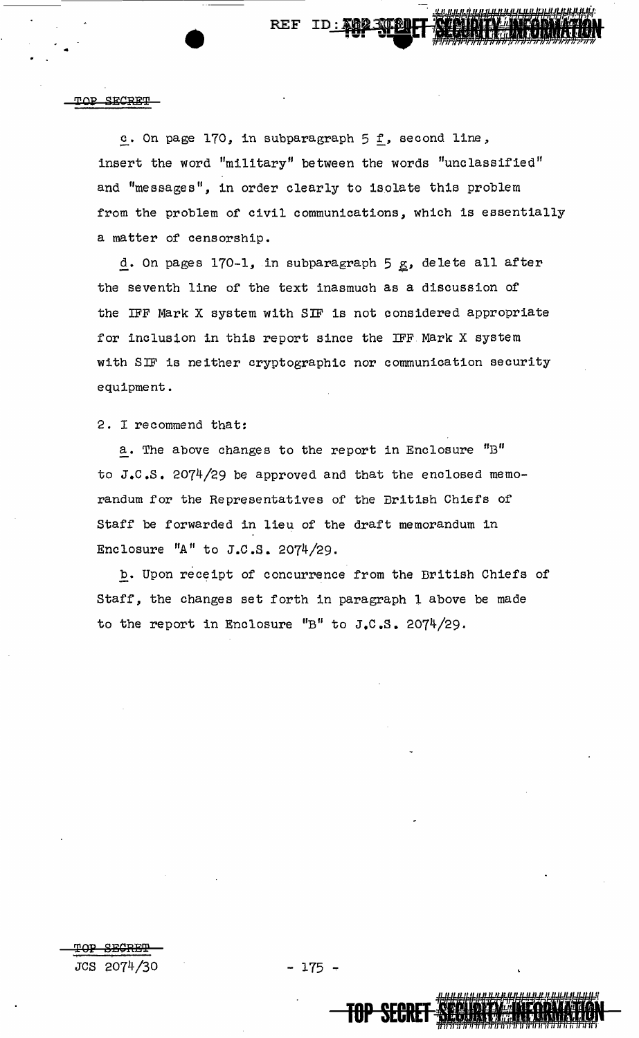c. On page 170, in subparagraph 5 f, second line, insert the word "military" between the words "unclassified" and "messages", in order clearly to isolate this problem from the problem of civil communications, which is essentially a matter of censorship.

d. On pages 170-1, in subparagraph 5 g, delete all after the seventh line of the text inasmuch as a discussion of the IFF Mark X system with SIF is not considered appropriate for inclusion in this report since the IFF Mark X system with SIF is neither cryptographic nor communication security equipment.

2. I recommend that:

a. The above changes to the report in Enclosure "B" to J.C.S. 2074/29 be approved and that the enclosed memorandum for the Representatives of the British Chiefs of Staff be forwarded in lieu of the draft memorandum in Enclosure "A" to J.C.S. 2074/29.

b. Upon receipt of concurrence from the British Chiefs of Staff, the changes set forth in paragraph 1 above be made to the report in Enclosure "B" to J.C.S. 2074/29.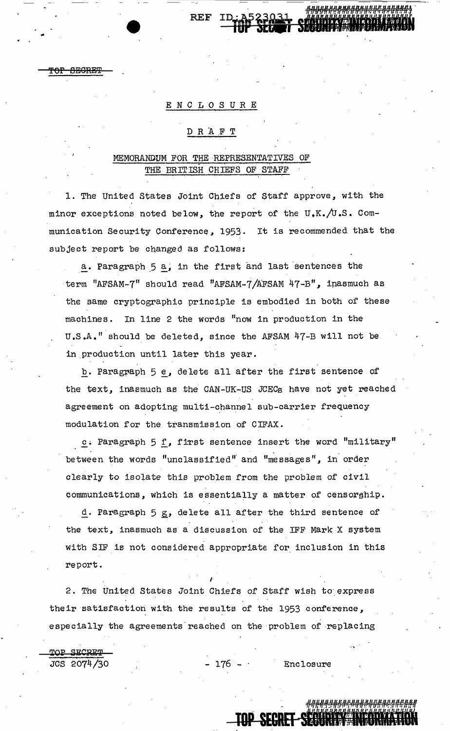TOP SECRET

ENCLOSURE

DRAFT

MEMORANDUM FOR THE REPRESENTATIVES OF THE BRITISH CHIEFS OF STAFF

1. The United States Joint Chiefs of Staff approve, with the minor exceptions noted below, the report of the U.K./U.S. Communication Security Conference, 1953. It is recommended that the subject report be changed as follows:

   a. Paragraph 5 a, in the first and last sentences the term "AFSAM-7" should read "AFSAM-7/AFSAM 47-B", inasmuch as the same cryptographic principle is embodied in both of these machines. In line 2 the words "now in production in the U.S.A." should be deleted, since the AFSAM 47-B will not be in production until later this year.

   b. Paragraph 5 e, delete all after the first sentence of the text, inasmuch as the CAN-UK-US JCECs have not yet reached agreement on adopting multi-channel sub-carrier frequency modulation for the transmission of CIFAX.

   c. Paragraph 5 f, first sentence insert the word "military" between the words "unclassified" and "messages", in order clearly to isolate this problem from the problem of civil communications, which is essentially a matter of censorship.

   d. Paragraph 5 g, delete all after the third sentence of the text, inasmuch as a discussion of the IFF Mark X system with SIF is not considered appropriate for inclusion in this report.

2. The United States Joint Chiefs of Staff wish to express their satisfaction with the results of the 1953 conference, especially the agreements reached on the problem of replacing

TOP SECRET
JCS 2074/30 — Enclosure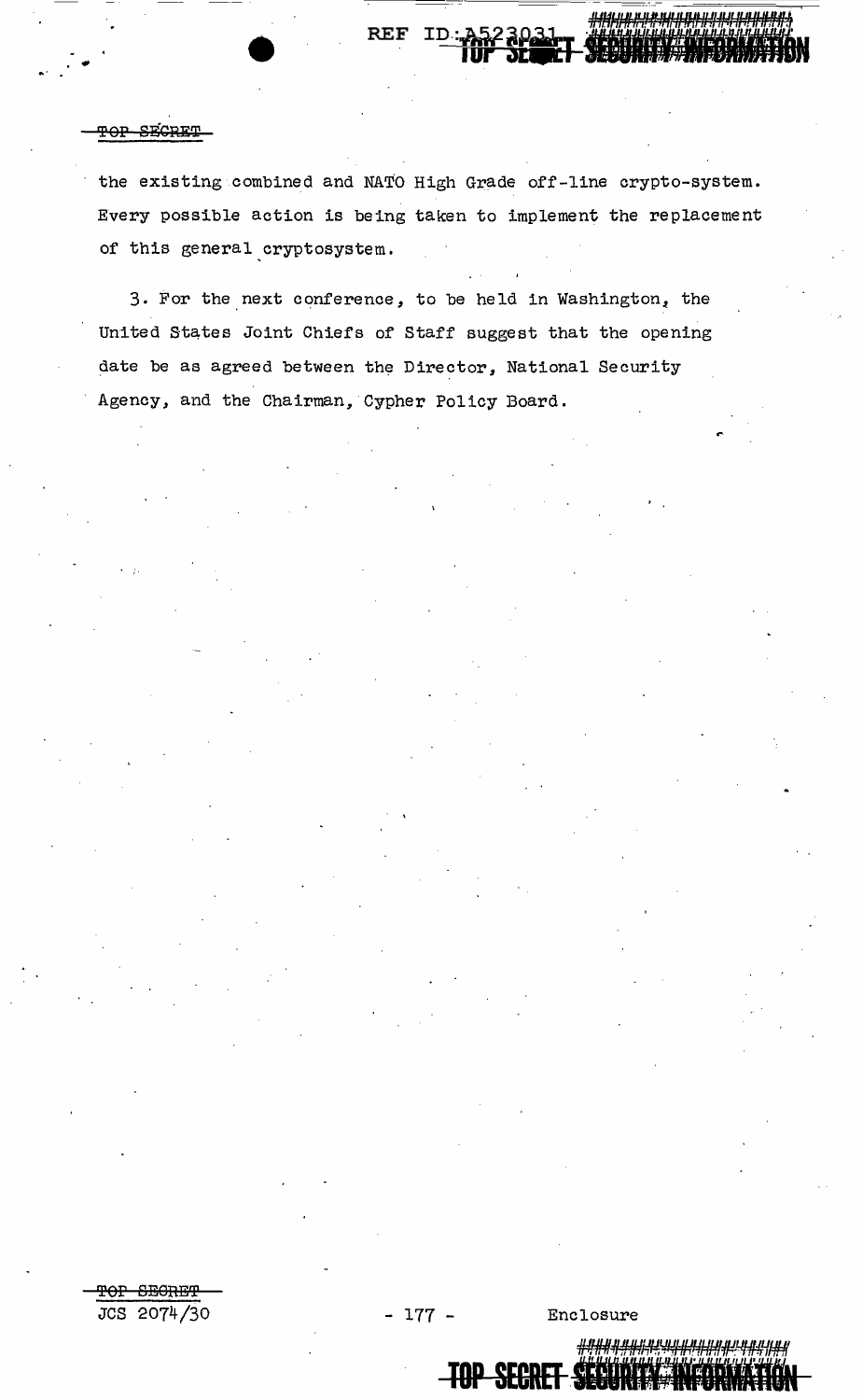the existing combined and NATO High Grade off-line crypto-system. Every possible action is being taken to implement the replacement of this general cryptosystem.

3. For the next conference, to be held in Washington, the United States Joint Chiefs of Staff suggest that the opening date be as agreed between the Director, National Security Agency, and the Chairman, Cypher Policy Board.

JCS 2074/30

Enclosure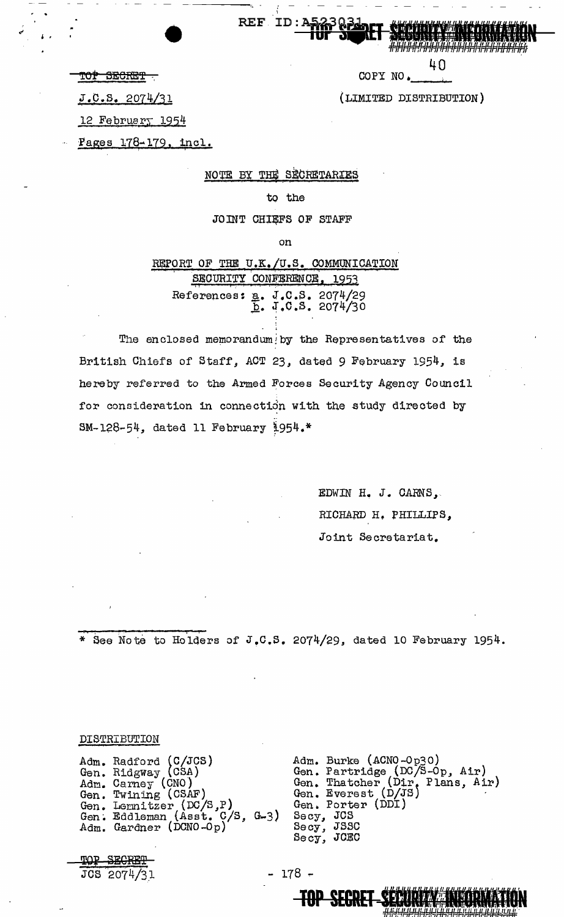REF ID:A523031 TOP SECRET SECURITY INFORMATION

~~TOP SECRET~~

J.C.S. 2074/31

12 February 1954

Pages 178-179, incl.

COPY NO. 40

(LIMITED DISTRIBUTION)

NOTE BY THE SECRETARIES

to the

JOINT CHIEFS OF STAFF

on

REPORT OF THE U.K./U.S. COMMUNICATION SECURITY CONFERENCE, 1953

References: a. J.C.S. 2074/29
b. J.C.S. 2074/30

The enclosed memorandum by the Representatives of the British Chiefs of Staff, ACT 23, dated 9 February 1954, is hereby referred to the Armed Forces Security Agency Council for consideration in connection with the study directed by SM-128-54, dated 11 February 1954.*

EDWIN H. J. CARNS,
RICHARD H. PHILLIPS,
Joint Secretariat.

---

\* See Note to Holders of J.C.S. 2074/29, dated 10 February 1954.

DISTRIBUTION

Adm. Radford (C/JCS)
Gen. Ridgway (CSA)
Adm. Carney (CNO)
Gen. Twining (CSAF)
Gen. Lemnitzer (DC/S,P)
Gen. Eddleman (Asst. C/S, G-3)
Adm. Gardner (DCNO-Op)
Adm. Burke (ACNO-Op30)
Gen. Partridge (DC/S-Op, Air)
Gen. Thatcher (Dir. Plans, Air)
Gen. Everest (D/JS)
Gen. Porter (DDI)
Secy, JCS
Secy, JSSC
Secy, JCEC

~~TOP SECRET~~
JCS 2074/31

TOP SECRET SECURITY INFORMATION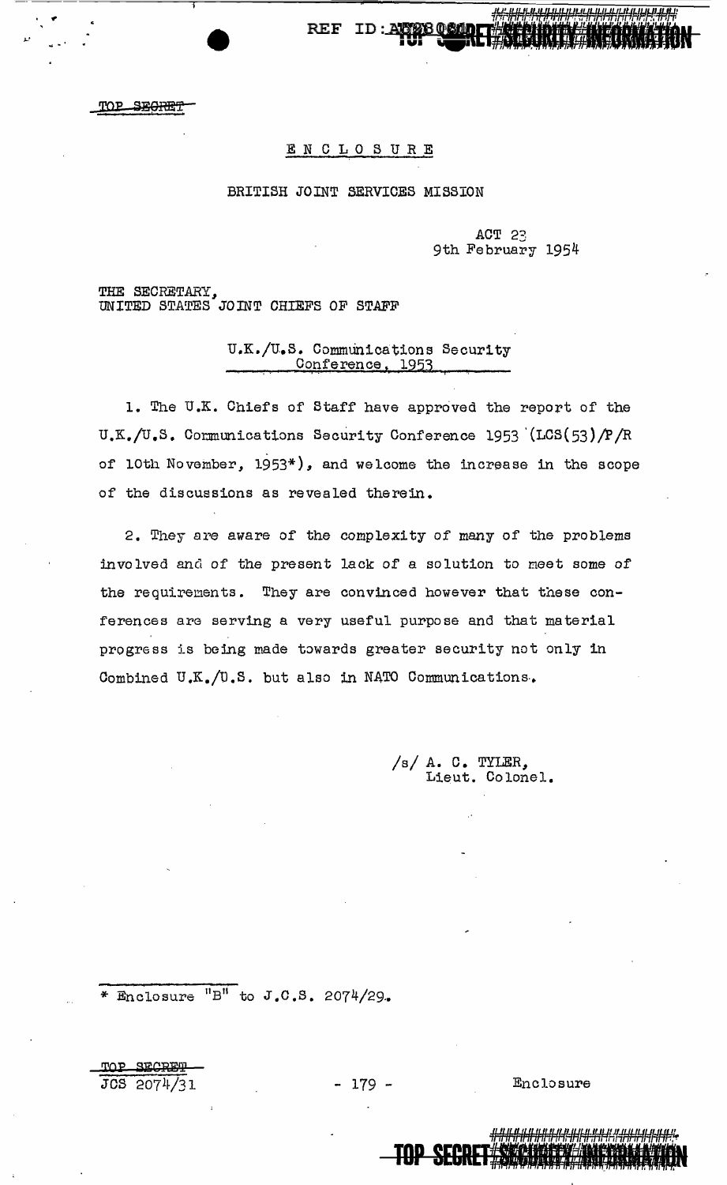TOP SECRET

ENCLOSURE

BRITISH JOINT SERVICES MISSION

ACT 23
9th February 1954

THE SECRETARY,
UNITED STATES JOINT CHIEFS OF STAFF

U.K./U.S. Communications Security Conference, 1953

1. The U.K. Chiefs of Staff have approved the report of the U.K./U.S. Communications Security Conference 1953 (LCS(53)/P/R of 10th November, 1953*), and welcome the increase in the scope of the discussions as revealed therein.

2. They are aware of the complexity of many of the problems involved and of the present lack of a solution to meet some of the requirements. They are convinced however that these conferences are serving a very useful purpose and that material progress is being made towards greater security not only in Combined U.K./U.S. but also in NATO Communications.

/s/ A. C. TYLER,
Lieut. Colonel.

* Enclosure "B" to J.C.S. 2074/29.

TOP SECRET
JCS 2074/31 - 179 - Enclosure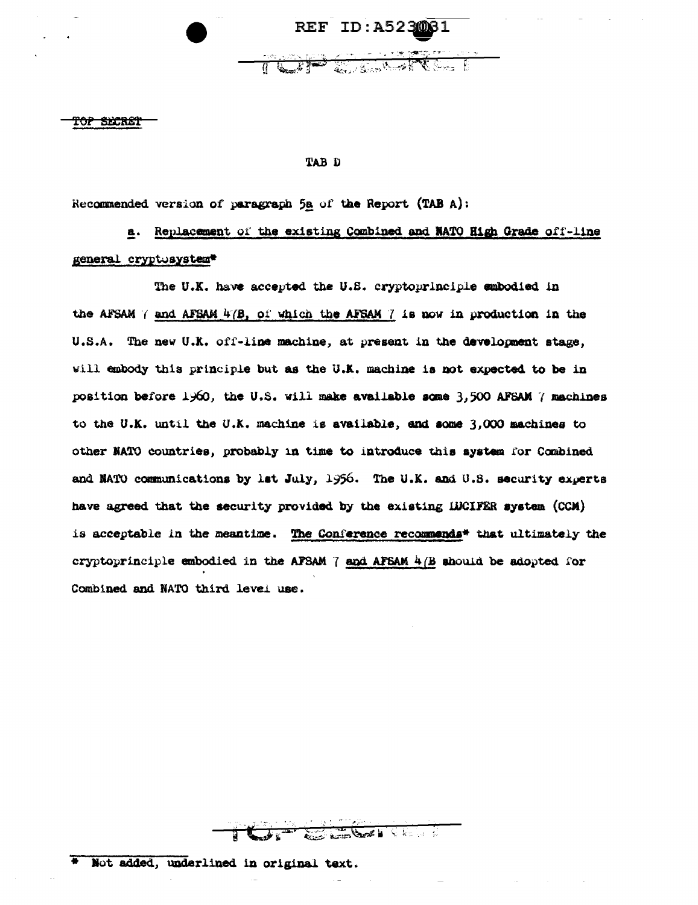TOP SECRET

TAB D

Recommended version of paragraph 5a of the Report (TAB A):

a. Replacement of the existing Combined and NATO High Grade off-line general cryptosystem*

The U.K. have accepted the U.S. cryptoprinciple embodied in the AFSAM 7 and AFSAM 4/B, of which the AFSAM 7 is now in production in the U.S.A. The new U.K. off-line machine, at present in the development stage, will embody this principle but as the U.K. machine is not expected to be in position before 1960, the U.S. will make available some 3,500 AFSAM 7 machines to the U.K. until the U.K. machine is available, and some 3,000 machines to other NATO countries, probably in time to introduce this system for Combined and NATO communications by 1st July, 1956. The U.K. and U.S. security experts have agreed that the security provided by the existing LUCIFER system (CCM) is acceptable in the meantime. The Conference recommends* that ultimately the cryptoprinciple embodied in the AFSAM 7 and AFSAM 4/B should be adopted for Combined and NATO third level use.

* Not added, underlined in original text.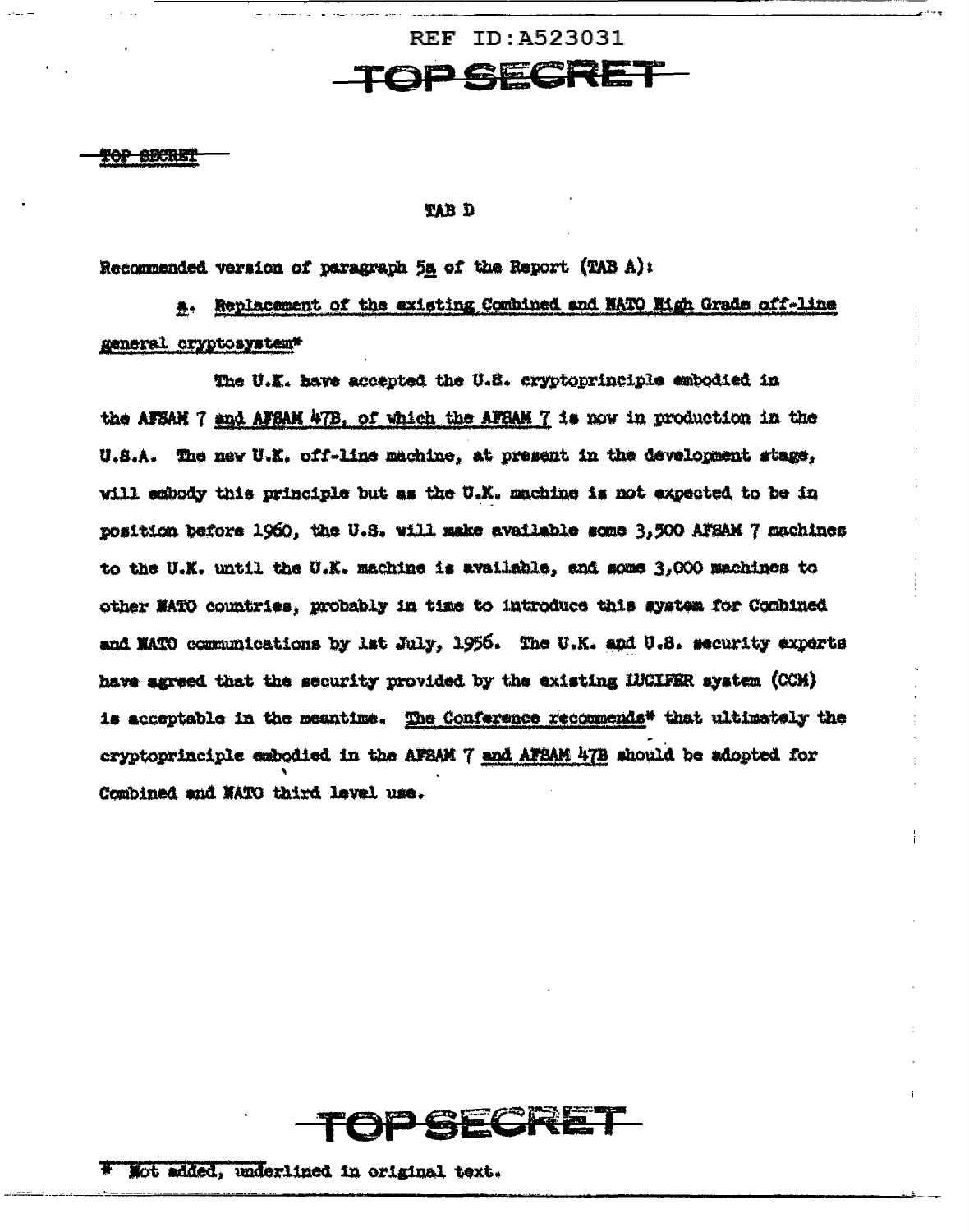REF ID:A523031

TOP SECRET

TOP SECRET

TAB D

Recommended version of paragraph 5a of the Report (TAB A):

a. Replacement of the existing Combined and NATO High Grade off-line general cryptosystem*

The U.K. have accepted the U.S. cryptoprinciple embodied in the AFSAM 7 and AFSAM 47B, of which the AFSAM 7 is now in production in the U.S.A. The new U.K. off-line machine, at present in the development stage, will embody this principle but as the U.K. machine is not expected to be in position before 1960, the U.S. will make available some 3,500 AFSAM 7 machines to the U.K. until the U.K. machine is available, and some 3,000 machines to other NATO countries, probably in time to introduce this system for Combined and NATO communications by 1st July, 1956. The U.K. and U.S. security experts have agreed that the security provided by the existing LUCIFER system (CCM) is acceptable in the meantime. The Conference recommends* that ultimately the cryptoprinciple embodied in the AFSAM 7 and AFSAM 47B should be adopted for Combined and NATO third level use.

TOP SECRET

* Not added, underlined in original text.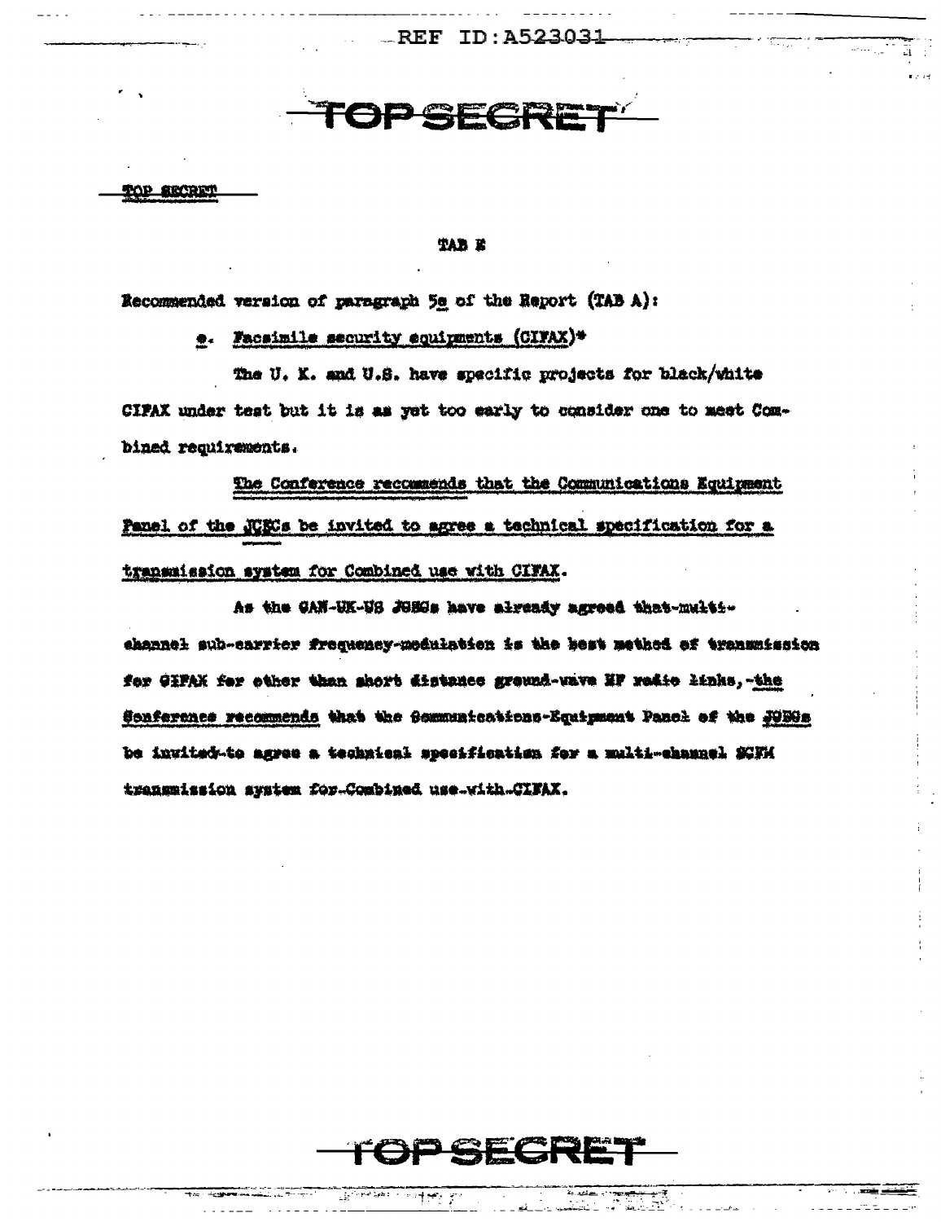TOP SECRET

TAB E

Recommended version of paragraph 5e of the Report (TAB A):

e. Facsimile security equipments (CIFAX)*

The U. K. and U.S. have specific projects for black/white CIFAX under test but it is as yet too early to consider one to meet Combined requirements.

The Conference recommends that the Communications Equipment Panel of the JCECs be invited to agree a technical specification for a transmission system for Combined use with CIFAX.

As the CAN-UK-US JCECs have already agreed that multi-channel sub-carrier frequency-modulation is the best method of transmission for CIFAX for other than short distance ground-wave HF radio links, the Conference recommends that the Communications-Equipment Panel of the JCECs be invited to agree a technical specification for a multi-channel SCFM transmission system for Combined use with CIFAX.

TOP SECRET